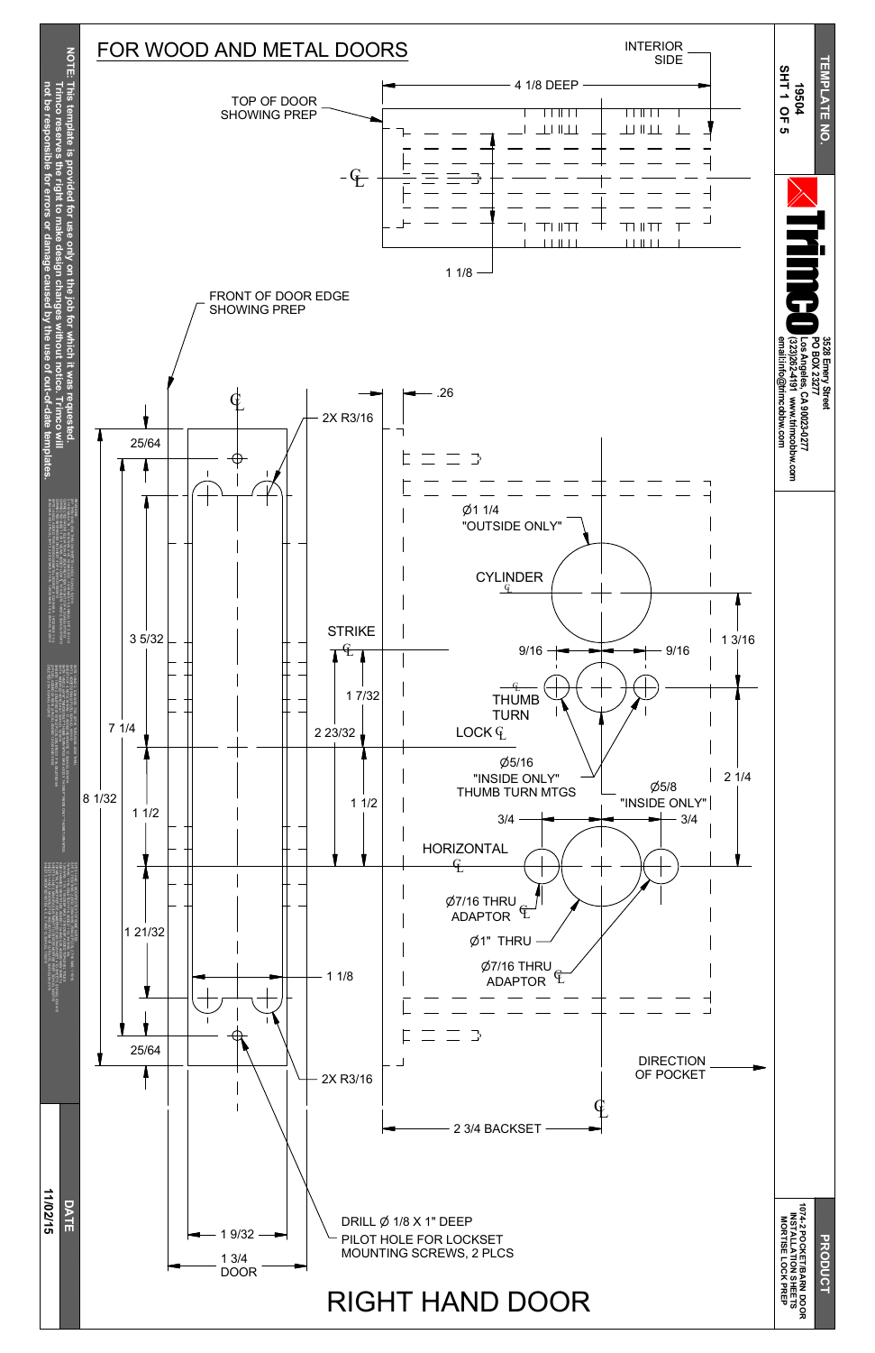# FOR WOOD AND METAL DOORS

INTERIOR SIDE

4 1/8 DEEP

TOP OF DOOR SHOWING PREP

1 1/8

FRONT OF DOOR EDGE SHOWING PREP

.26

2X R3/16

25/64

Ø1 1/4 "OUTSIDE ONLY"

CYLINDER

3 5/32

STRIKE

9/16 9/16

1 3/16

1 7/32

THUMB TURN

7 1/4

2 23/32

LOCK

Ø5/16 "INSIDE ONLY" THUMB TURN MTGS

2 1/4

8 1/32

1 1/2

1 1/2

Ø5/8 "INSIDE ONLY"

3/4 3/4

HORIZONTAL

1 21/32

Ø7/16 THRU ADAPTOR

Ø1" THRU

Ø7/16 THRU ADAPTOR

1 1/8

25/64

2X R3/16

DIRECTION OF POCKET

2 3/4 BACKSET

1 9/32

1 3/4 DOOR

DRILL Ø 1/8 X 1" DEEP PILOT HOLE FOR LOCKSET MOUNTING SCREWS, 2 PLCS

## RIGHT HAND DOOR

**NOTE: This template is provided for use only on the job for which it was requested. Trimco reserves the right to make design changes without notice. Trimco will not be responsible for errors or damage caused by the use of out-of-date templates.**

**TEMPLATE NO.** 19504 SHT 1 OF 5

**Trimco** 3528 Emery Street PO BOX 23277 Los Angeles, CA 90023-0277 (323)262-4191 www.trimcobbw.com email:info@trimcobbw.com

**DATE** 11/02/15

**PRODUCT** 1074-2 POCKET/BARN DOOR INSTALLATION SHEETS MORTISE LOCK PREP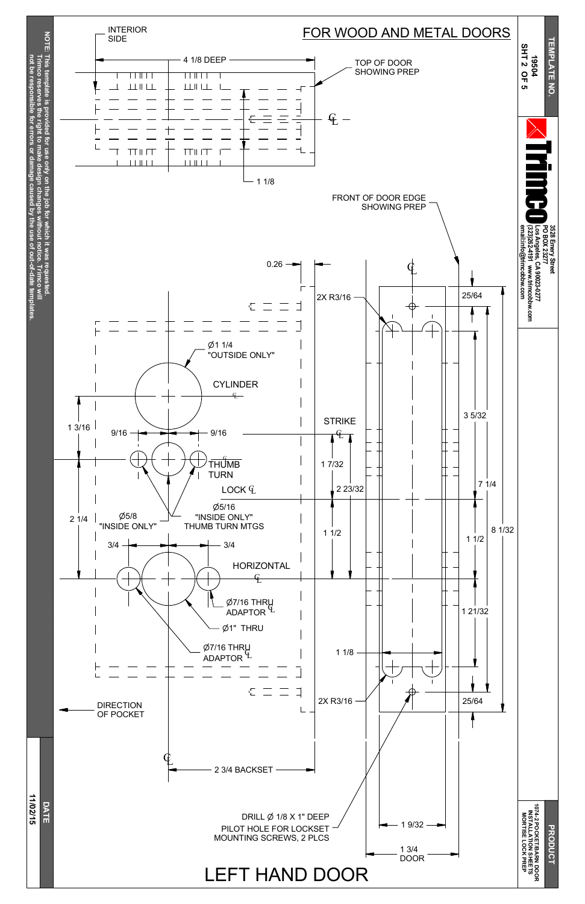# FOR WOOD AND METAL DOORS

**TEMPLATE NO.** 19504
SHT 2 OF 5

**Trimco**
3528 Emery Street
PO BOX 23277
Los Angeles, CA 90023-0277
(323)262-4191 www.trimcobbw.com
email:info@trimcobbw.com

**PRODUCT**
1074-2 POCKET/BARN DOOR
INSTALLATION SHEETS
MORTISE LOCK PREP

**NOTE:** This template is provided for use only on the job for which it was requested. Trimco reserves the right to make design changes without notice. Trimco will not be responsible for errors or damage caused by the use of out-of-date templates.

**DATE** 11/02/15

INTERIOR SIDE

4 1/8 DEEP

TOP OF DOOR SHOWING PREP

℄

1 1/8

FRONT OF DOOR EDGE SHOWING PREP

0.26

2X R3/16

25/64

Ø1 1/4 "OUTSIDE ONLY"

CYLINDER ℄

3 5/32

STRIKE ℄

1 3/16

9/16

9/16

THUMB TURN ℄

1 7/32

LOCK ℄

2 23/32

7 1/4

Ø5/16 "INSIDE ONLY" THUMB TURN MTGS

2 1/4

Ø5/8 "INSIDE ONLY"

1 1/2

1 1/2

8 1/32

3/4

3/4

HORIZONTAL ℄

Ø7/16 THRU ADAPTOR ℄

1 21/32

Ø1" THRU

Ø7/16 THRU ADAPTOR ℄

1 1/8

2X R3/16

25/64

DIRECTION OF POCKET

℄

2 3/4 BACKSET

DRILL Ø 1/8 X 1" DEEP PILOT HOLE FOR LOCKSET MOUNTING SCREWS, 2 PLCS

1 9/32

1 3/4 DOOR

# LEFT HAND DOOR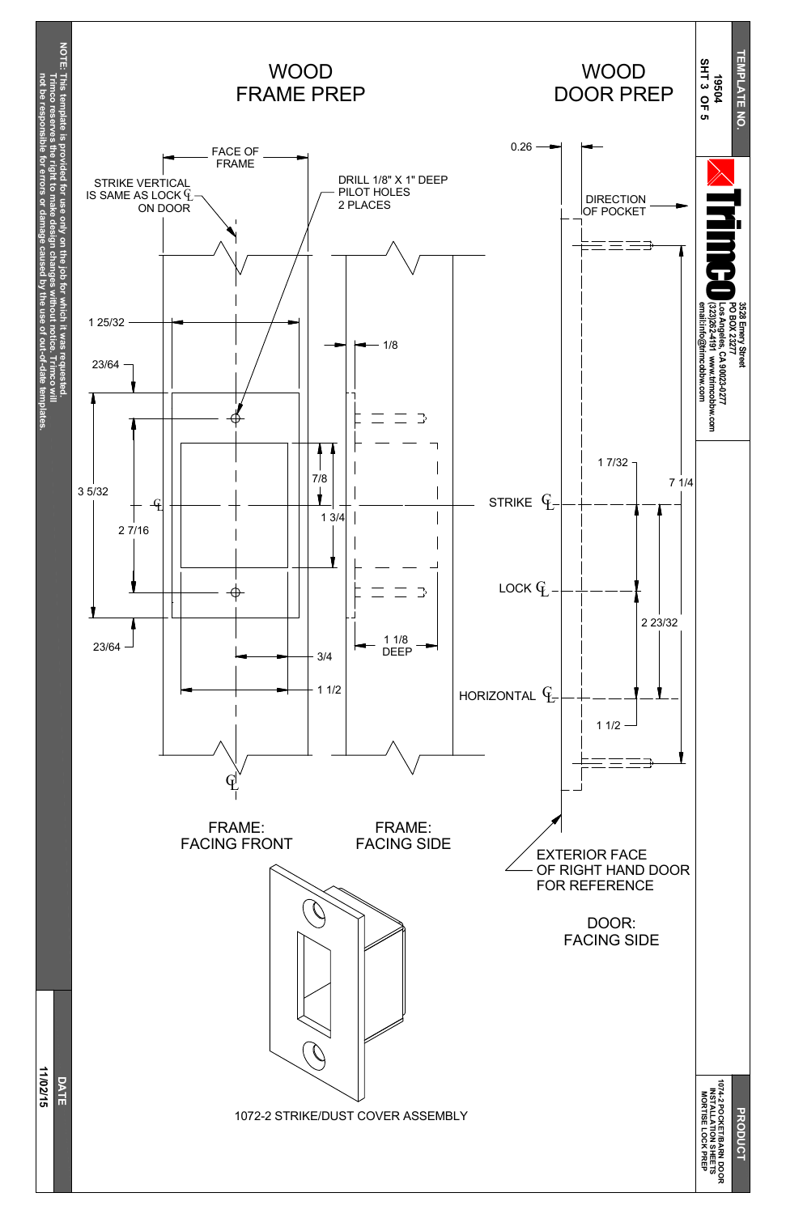# WOOD FRAME PREP

# WOOD DOOR PREP

FACE OF FRAME

STRIKE VERTICAL IS SAME AS LOCK ℄ ON DOOR

DRILL 1/8" X 1" DEEP PILOT HOLES 2 PLACES

0.26

DIRECTION OF POCKET

1 25/32

1/8

23/64

3 5/32

℄

2 7/16

7/8

1 3/4

23/64

1 1/8 DEEP

3/4

1 1/2

STRIKE ℄

LOCK ℄

HORIZONTAL ℄

1 7/32

7 1/4

2 23/32

1 1/2

℄

FRAME: FACING FRONT

FRAME: FACING SIDE

EXTERIOR FACE OF RIGHT HAND DOOR FOR REFERENCE

DOOR: FACING SIDE

1072-2 STRIKE/DUST COVER ASSEMBLY

**NOTE:** This template is provided for use only on the job for which it was requested. Trimco reserves the right to make design changes without notice. Trimco will not be responsible for errors or damage caused by the use of out-of-date templates.

**TEMPLATE NO.** 19504 SHT 3 OF 5

**Trimco**
3528 Emery Street
PO BOX 23277
Los Angeles, CA 90023-0277
(323)262-4191 www.trimcobbw.com
email:info@trimcobbw.com

**PRODUCT**
1074-2 POCKET/BARN DOOR INSTALLATION SHEETS MORTISE LOCK PREP

**DATE** 11/02/15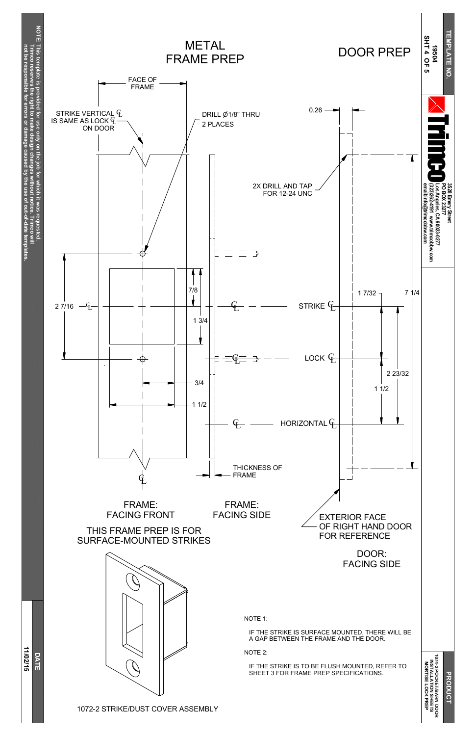# METAL FRAME PREP

# DOOR PREP

FACE OF FRAME

STRIKE VERTICAL ℄ IS SAME AS LOCK ℄ ON DOOR

DRILL Ø1/8" THRU 2 PLACES

0.26

2X DRILL AND TAP FOR 12-24 UNC

7/8

1 3/4

2 7/16

STRIKE ℄

1 7/32

7 1/4

LOCK ℄

3/4

2 23/32

1 1/2

1 1/2

HORIZONTAL ℄

THICKNESS OF FRAME

FRAME: FACING FRONT

FRAME: FACING SIDE

EXTERIOR FACE OF RIGHT HAND DOOR FOR REFERENCE

THIS FRAME PREP IS FOR SURFACE-MOUNTED STRIKES

DOOR: FACING SIDE

NOTE 1:

IF THE STRIKE IS SURFACE MOUNTED, THERE WILL BE A GAP BETWEEN THE FRAME AND THE DOOR.

NOTE 2:

IF THE STRIKE IS TO BE FLUSH MOUNTED, REFER TO SHEET 3 FOR FRAME PREP SPECIFICATIONS.

1072-2 STRIKE/DUST COVER ASSEMBLY

NOTE: This template is provided for use only on the job for which it was requested. Trimco reserves the right to make design changes without notice. Trimco will not be responsible for errors or damage caused by the use of out-of-date templates.

DATE: 11/02/15

TEMPLATE NO. 19504

Trimco
3528 Emery Street
PO BOX 23277
Los Angeles, CA 90023-0277
(323)262-4191 www.trimcobbw.com
email:info@trimcobbw.com

PRODUCT: 1074-2 POCKET/BARN DOOR INSTALLATION SHEETS MORTISE LOCK PREP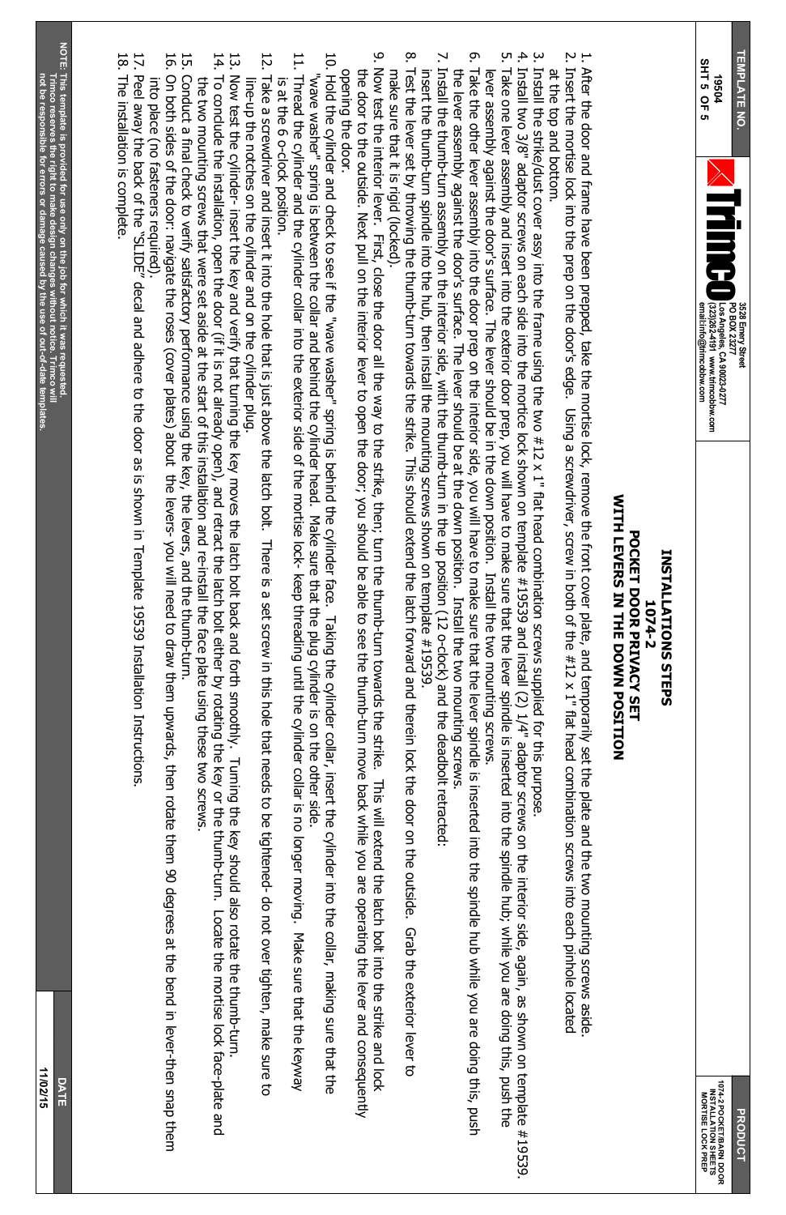# INSTALLATIONS STEPS
# 1074-2
# POCKET DOOR PRIVACY SET
# WITH LEVERS IN THE DOWN POSITION

1. After the door and frame have been prepped, take the mortise lock, remove the front cover plate, and temporarily set the plate and the two mounting screws aside.
2. Insert the mortise lock into the prep on the door's edge. Using a screwdriver, screw in both of the #12 x 1" flat head combination screws into each pinhole located at the top and bottom.
3. Install the strike/dust cover assy into the frame using the two #12 x 1" flat head combination screws supplied for this purpose.
4. Install two 3/8" adaptor screws on each side into the mortice lock shown on template #19539 and install (2) 1/4" adaptor screws on the interior side, again, as shown on template #19539.
5. Take one lever assembly and insert into the exterior door prep, you will have to make sure that the lever spindle is inserted into the spindle hub; while you are doing this, push the lever assembly against the door's surface. The lever should be in the down position. Install the two mounting screws.
6. Take the other lever assembly into the door prep on the interior side, you will have to make sure that the lever spindle is inserted into the spindle hub while you are doing this, push the lever assembly against the door's surface. The lever should be at the down position. Install the two mounting screws.
7. Install the thumb-turn assembly on the interior side, with the thumb-turn in the up position (12 o-clock) and the deadbolt retracted: insert the thumb-turn spindle into the hub, then install the mounting screws shown on template #19539.
8. Test the lever set by throwing the thumb-turn towards the strike. This should extend the latch forward and therein lock the door on the outside. Grab the exterior lever to make sure that it is rigid (locked).
9. Now test the interior lever. First, close the door all the way to the strike, then, turn the thumb-turn towards the strike. This will extend the latch bolt into the strike and lock the door to the outside. Next pull on the interior lever to open the door; you should be able to see the thumb-turn move back while you are operating the lever and consequently opening the door.
10. Hold the cylinder and check to see if the "wave washer" spring is behind the cylinder face. Taking the cylinder collar, insert the cylinder into the collar, making sure that the "wave washer" spring is between the collar and behind the cylinder head. Make sure that the plug cylinder is on the other side.
11. Thread the cylinder and the cylinder collar into the exterior side of the mortise lock- keep threading until the cylinder collar is no longer moving. Make sure that the keyway is at the 6 o-clock position.
12. Take a screwdriver and insert it into the hole that is just above the latch bolt. There is a set screw in this hole that needs to be tightened- do not over tighten, make sure to line-up the notches on the cylinder and on the cylinder plug.
13. Now test the cylinder- insert the key and verify that turning the key moves the latch bolt back and forth smoothly. Turning the key should also rotate the thumb-turn.
14. To conclude the installation, open the door (if it is not already open), and retract the latch bolt either by rotating the key or the thumb-turn. Locate the mortise lock face-plate and the two mounting screws that were set aside at the start of this installation and re-install the face plate using these two screws.
15. Conduct a final check to verify satisfactory performance using the key, the levers, and the thumb-turn.
16. On both sides of the door: navigate the roses (cover plates) about the levers- you will need to draw them upwards, then rotate them 90 degrees at the bend in lever-then snap them into place (no fasteners required).
17. Peel away the back of the "SLIDE" decal and adhere to the door as is shown in Template 19539 Installation Instructions.
18. The installation is complete.

TEMPLATE NO. 19504
SHT 5 OF 5

Trimco
3528 Emery Street
PO BOX 23277
Los Angeles, CA 90023-0277
(323)262-4191 www.trimcobbw.com
email:info@trimcobbw.com

PRODUCT
1074-2 POCKET/BARN DOOR INSTALLATION SHEETS MORTISE LOCK PREP

DATE
11/02/15

NOTE: This template is provided for use only on the job for which it was requested. Trimco reserves the right to make design changes without notice. Trimco will not be responsible for errors or damage caused by the use of out-of-date templates.